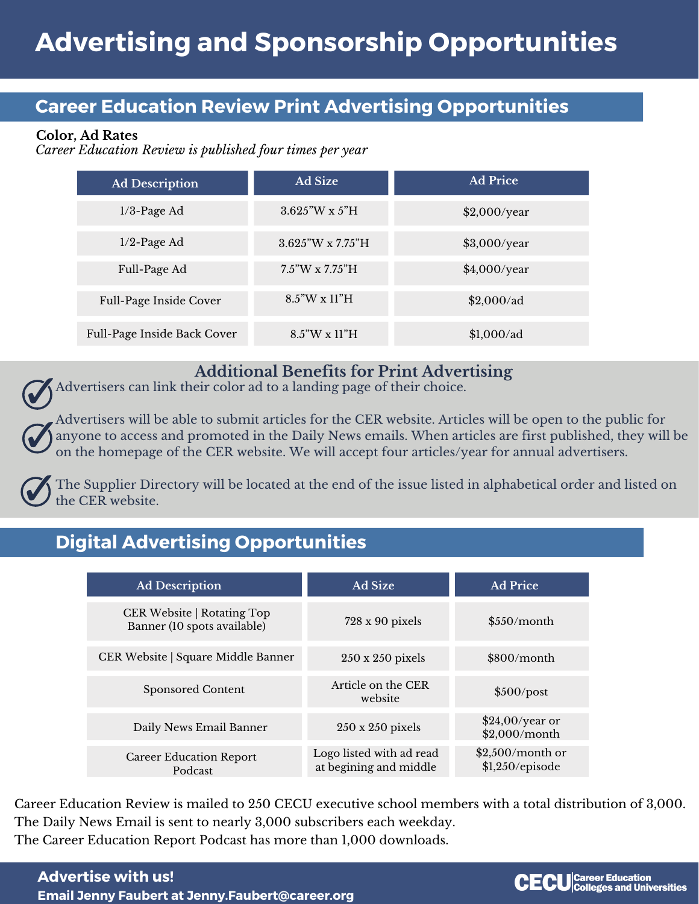# Advertising and Sponsorship Opportunities

## Career Education Review Print Advertising Opportunities

**Color, Ad Rates**
*Career Education Review is published four times per year*

| Ad Description | Ad Size | Ad Price |
|---|---|---|
| 1/3-Page Ad | 3.625"W x 5"H | $2,000/year |
| 1/2-Page Ad | 3.625"W x 7.75"H | $3,000/year |
| Full-Page Ad | 7.5"W x 7.75"H | $4,000/year |
| Full-Page Inside Cover | 8.5"W x 11"H | $2,000/ad |
| Full-Page Inside Back Cover | 8.5"W x 11"H | $1,000/ad |

### Additional Benefits for Print Advertising

- Advertisers can link their color ad to a landing page of their choice.
- Advertisers will be able to submit articles for the CER website. Articles will be open to the public for anyone to access and promoted in the Daily News emails. When articles are first published, they will be on the homepage of the CER website. We will accept four articles/year for annual advertisers.
- The Supplier Directory will be located at the end of the issue listed in alphabetical order and listed on the CER website.

## Digital Advertising Opportunities

| Ad Description | Ad Size | Ad Price |
|---|---|---|
| CER Website \| Rotating Top Banner (10 spots available) | 728 x 90 pixels | $550/month |
| CER Website \| Square Middle Banner | 250 x 250 pixels | $800/month |
| Sponsored Content | Article on the CER website | $500/post |
| Daily News Email Banner | 250 x 250 pixels | $24,00/year or $2,000/month |
| Career Education Report Podcast | Logo listed with ad read at begining and middle | $2,500/month or $1,250/episode |

Career Education Review is mailed to 250 CECU executive school members with a total distribution of 3,000.
The Daily News Email is sent to nearly 3,000 subscribers each weekday.
The Career Education Report Podcast has more than 1,000 downloads.

**Advertise with us!**
**Email Jenny Faubert at Jenny.Faubert@career.org**

CECU Career Education Colleges and Universities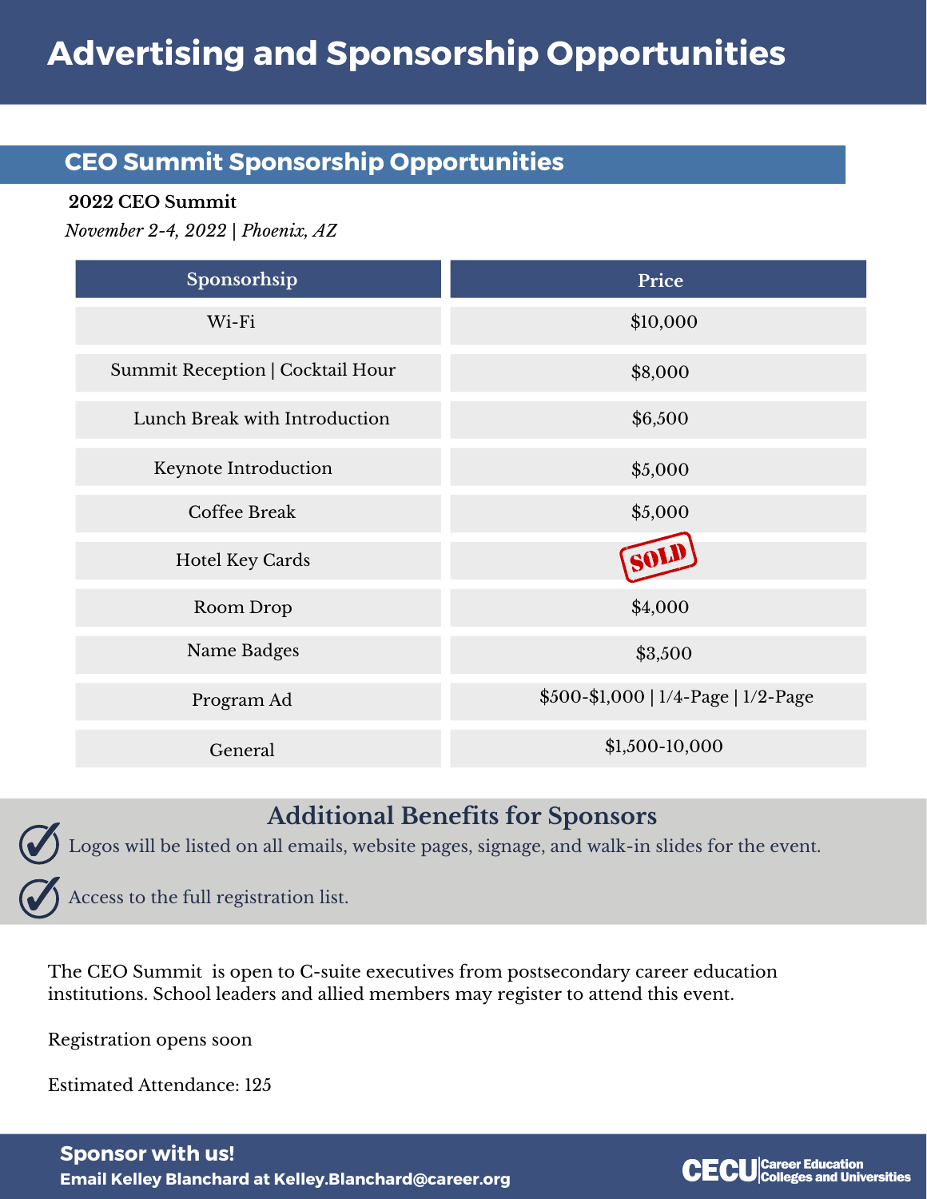# Advertising and Sponsorship Opportunities

## CEO Summit Sponsorship Opportunities

**2022 CEO Summit**

*November 2-4, 2022 | Phoenix, AZ*

| Sponsorhsip | Price |
|---|---|
| Wi-Fi | $10,000 |
| Summit Reception \| Cocktail Hour | $8,000 |
| Lunch Break with Introduction | $6,500 |
| Keynote Introduction | $5,000 |
| Coffee Break | $5,000 |
| Hotel Key Cards | SOLD |
| Room Drop | $4,000 |
| Name Badges | $3,500 |
| Program Ad | $500-$1,000 \| 1/4-Page \| 1/2-Page |
| General | $1,500-10,000 |

### Additional Benefits for Sponsors

- Logos will be listed on all emails, website pages, signage, and walk-in slides for the event.
- Access to the full registration list.

The CEO Summit is open to C-suite executives from postsecondary career education institutions. School leaders and allied members may register to attend this event.

Registration opens soon

Estimated Attendance: 125

**Sponsor with us!**
**Email Kelley Blanchard at Kelley.Blanchard@career.org**

CECU Career Education Colleges and Universities